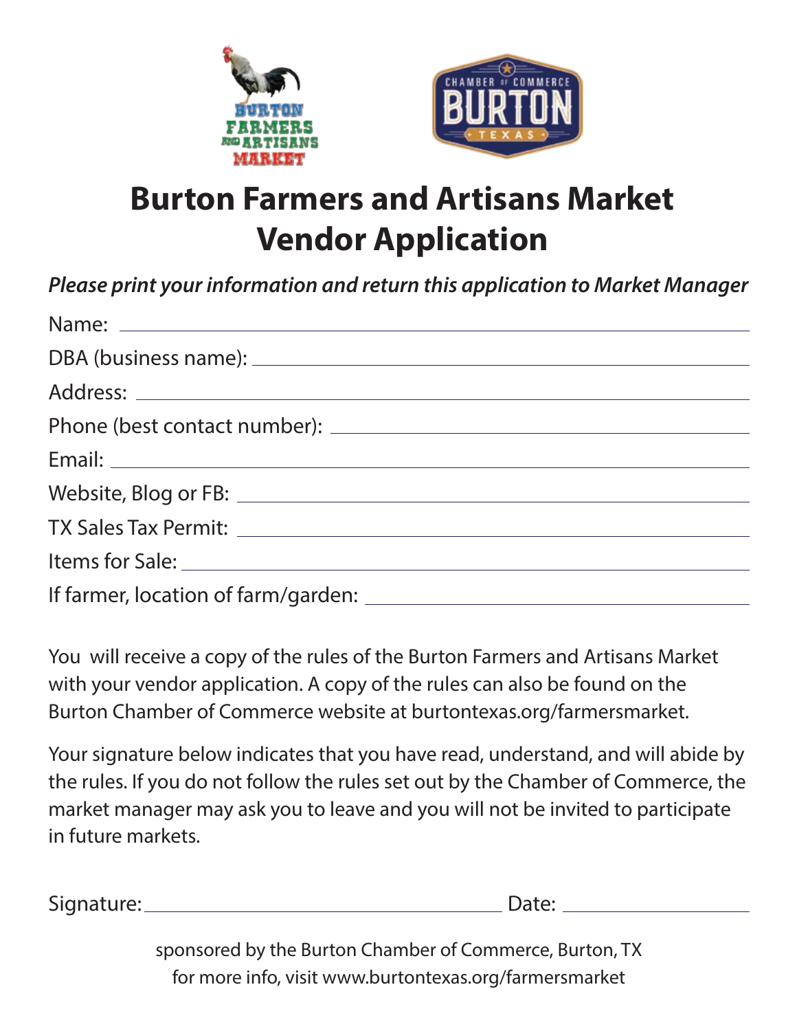# Burton Farmers and Artisans Market Vendor Application

***Please print your information and return this application to Market Manager***

Name: ______________________________________________

DBA (business name): ______________________________________________

Address: ______________________________________________

Phone (best contact number): ______________________________________________

Email: ______________________________________________

Website, Blog or FB: ______________________________________________

TX Sales Tax Permit: ______________________________________________

Items for Sale: ______________________________________________

If farmer, location of farm/garden: ______________________________________________

You will receive a copy of the rules of the Burton Farmers and Artisans Market with your vendor application. A copy of the rules can also be found on the Burton Chamber of Commerce website at burtontexas.org/farmersmarket.

Your signature below indicates that you have read, understand, and will abide by the rules. If you do not follow the rules set out by the Chamber of Commerce, the market manager may ask you to leave and you will not be invited to participate in future markets.

Signature: ______________________________ Date: ________________

sponsored by the Burton Chamber of Commerce, Burton, TX
for more info, visit www.burtontexas.org/farmersmarket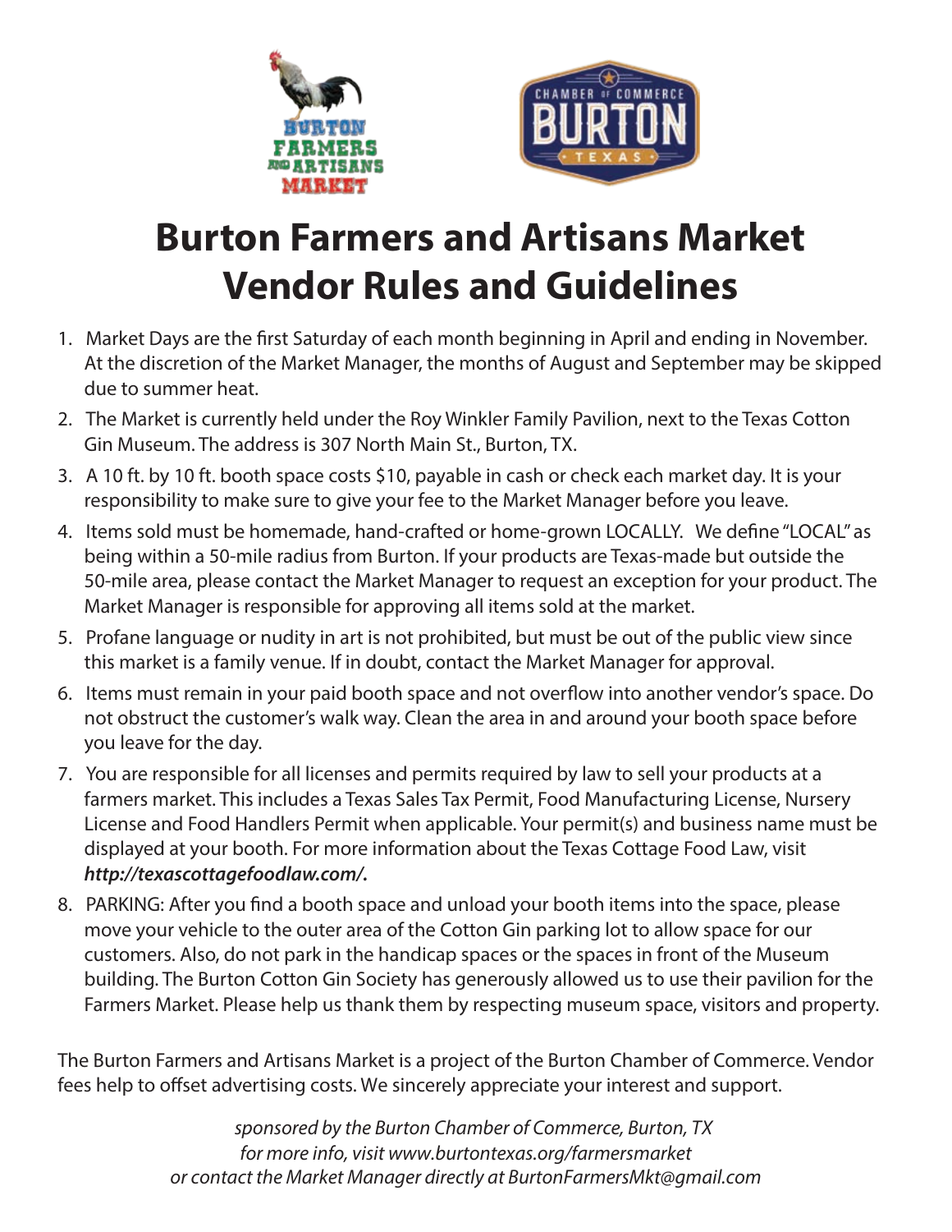# Burton Farmers and Artisans Market Vendor Rules and Guidelines

1. Market Days are the first Saturday of each month beginning in April and ending in November. At the discretion of the Market Manager, the months of August and September may be skipped due to summer heat.
2. The Market is currently held under the Roy Winkler Family Pavilion, next to the Texas Cotton Gin Museum. The address is 307 North Main St., Burton, TX.
3. A 10 ft. by 10 ft. booth space costs $10, payable in cash or check each market day. It is your responsibility to make sure to give your fee to the Market Manager before you leave.
4. Items sold must be homemade, hand-crafted or home-grown LOCALLY. We define "LOCAL" as being within a 50-mile radius from Burton. If your products are Texas-made but outside the 50-mile area, please contact the Market Manager to request an exception for your product. The Market Manager is responsible for approving all items sold at the market.
5. Profane language or nudity in art is not prohibited, but must be out of the public view since this market is a family venue. If in doubt, contact the Market Manager for approval.
6. Items must remain in your paid booth space and not overflow into another vendor's space. Do not obstruct the customer's walk way. Clean the area in and around your booth space before you leave for the day.
7. You are responsible for all licenses and permits required by law to sell your products at a farmers market. This includes a Texas Sales Tax Permit, Food Manufacturing License, Nursery License and Food Handlers Permit when applicable. Your permit(s) and business name must be displayed at your booth. For more information about the Texas Cottage Food Law, visit ***http://texascottagefoodlaw.com/***.
8. PARKING: After you find a booth space and unload your booth items into the space, please move your vehicle to the outer area of the Cotton Gin parking lot to allow space for our customers. Also, do not park in the handicap spaces or the spaces in front of the Museum building. The Burton Cotton Gin Society has generously allowed us to use their pavilion for the Farmers Market. Please help us thank them by respecting museum space, visitors and property.

The Burton Farmers and Artisans Market is a project of the Burton Chamber of Commerce. Vendor fees help to offset advertising costs. We sincerely appreciate your interest and support.

*sponsored by the Burton Chamber of Commerce, Burton, TX*
*for more info, visit www.burtontexas.org/farmersmarket*
*or contact the Market Manager directly at BurtonFarmersMkt@gmail.com*